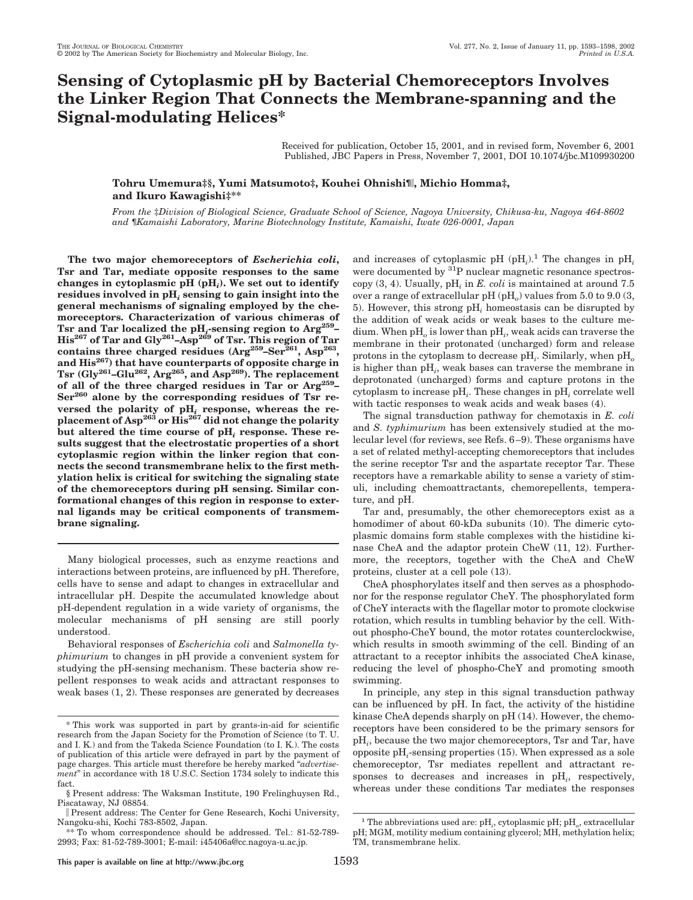# Sensing of Cytoplasmic pH by Bacterial Chemoreceptors Involves the Linker Region That Connects the Membrane-spanning and the Signal-modulating Helices*

Received for publication, October 15, 2001, and in revised form, November 6, 2001
Published, JBC Papers in Press, November 7, 2001, DOI 10.1074/jbc.M109930200

**Tohru Umemura‡§, Yumi Matsumoto‡, Kouhei Ohnishi¶‖, Michio Homma‡, and Ikuro Kawagishi‡\*\***

*From the ‡Division of Biological Science, Graduate School of Science, Nagoya University, Chikusa-ku, Nagoya 464-8602 and ¶Kamaishi Laboratory, Marine Biotechnology Institute, Kamaishi, Iwate 026-0001, Japan*

**The two major chemoreceptors of *Escherichia coli*, Tsr and Tar, mediate opposite responses to the same changes in cytoplasmic pH ($pH_i$). We set out to identify residues involved in $pH_i$ sensing to gain insight into the general mechanisms of signaling employed by the chemoreceptors. Characterization of various chimeras of Tsr and Tar localized the $pH_i$-sensing region to Arg[259]–His[267] of Tar and Gly[261]–Asp[269] of Tsr. This region of Tar contains three charged residues (Arg[259]–Ser[261], Asp[263], and His[267]) that have counterparts of opposite charge in Tsr (Gly[261]–Glu[262], Arg[265], and Asp[269]). The replacement of all of the three charged residues in Tar or Arg[259]–Ser[260] alone by the corresponding residues of Tsr reversed the polarity of $pH_i$ response, whereas the replacement of Asp[263] or His[267] did not change the polarity but altered the time course of $pH_i$ response. These results suggest that the electrostatic properties of a short cytoplasmic region within the linker region that connects the second transmembrane helix to the first methylation helix is critical for switching the signaling state of the chemoreceptors during pH sensing. Similar conformational changes of this region in response to external ligands may be critical components of transmembrane signaling.**

Many biological processes, such as enzyme reactions and interactions between proteins, are influenced by pH. Therefore, cells have to sense and adapt to changes in extracellular and intracellular pH. Despite the accumulated knowledge about pH-dependent regulation in a wide variety of organisms, the molecular mechanisms of pH sensing are still poorly understood.

Behavioral responses of *Escherichia coli* and *Salmonella typhimurium* to changes in pH provide a convenient system for studying the pH-sensing mechanism. These bacteria show repellent responses to weak acids and attractant responses to weak bases (1, 2). These responses are generated by decreases and increases of cytoplasmic pH ($pH_i$).[1] The changes in $pH_i$ were documented by $^{31}P$ nuclear magnetic resonance spectroscopy (3, 4). Usually, $pH_i$ in *E. coli* is maintained at around 7.5 over a range of extracellular pH ($pH_o$) values from 5.0 to 9.0 (3, 5). However, this strong $pH_i$ homeostasis can be disrupted by the addition of weak acids or weak bases to the culture medium. When $pH_o$ is lower than $pH_i$, weak acids can traverse the membrane in their protonated (uncharged) form and release protons in the cytoplasm to decrease $pH_i$. Similarly, when $pH_o$ is higher than $pH_i$, weak bases can traverse the membrane in deprotonated (uncharged) forms and capture protons in the cytoplasm to increase $pH_i$. These changes in $pH_i$ correlate well with tactic responses to weak acids and weak bases (4).

The signal transduction pathway for chemotaxis in *E. coli* and *S. typhimurium* has been extensively studied at the molecular level (for reviews, see Refs. 6–9). These organisms have a set of related methyl-accepting chemoreceptors that includes the serine receptor Tsr and the aspartate receptor Tar. These receptors have a remarkable ability to sense a variety of stimuli, including chemoattractants, chemorepellents, temperature, and pH.

Tar and, presumably, the other chemoreceptors exist as a homodimer of about 60-kDa subunits (10). The dimeric cytoplasmic domains form stable complexes with the histidine kinase CheA and the adaptor protein CheW (11, 12). Furthermore, the receptors, together with the CheA and CheW proteins, cluster at a cell pole (13).

CheA phosphorylates itself and then serves as a phosphodonor for the response regulator CheY. The phosphorylated form of CheY interacts with the flagellar motor to promote clockwise rotation, which results in tumbling behavior by the cell. Without phospho-CheY bound, the motor rotates counterclockwise, which results in smooth swimming of the cell. Binding of an attractant to a receptor inhibits the associated CheA kinase, reducing the level of phospho-CheY and promoting smooth swimming.

In principle, any step in this signal transduction pathway can be influenced by pH. In fact, the activity of the histidine kinase CheA depends sharply on pH (14). However, the chemoreceptors have been considered to be the primary sensors for $pH_i$, because the two major chemoreceptors, Tsr and Tar, have opposite $pH_i$-sensing properties (15). When expressed as a sole chemoreceptor, Tsr mediates repellent and attractant responses to decreases and increases in $pH_i$, respectively, whereas under these conditions Tar mediates the responses

\* This work was supported in part by grants-in-aid for scientific research from the Japan Society for the Promotion of Science (to T. U. and I. K.) and from the Takeda Science Foundation (to I. K.). The costs of publication of this article were defrayed in part by the payment of page charges. This article must therefore be hereby marked "*advertisement*" in accordance with 18 U.S.C. Section 1734 solely to indicate this fact.

§ Present address: The Waksman Institute, 190 Frelinghuysen Rd., Piscataway, NJ 08854.

‖ Present address: The Center for Gene Research, Kochi University, Nangoku-shi, Kochi 783-8502, Japan.

\*\* To whom correspondence should be addressed. Tel.: 81-52-789-2993; Fax: 81-52-789-3001; E-mail: i45406a@cc.nagoya-u.ac.jp.

[1] The abbreviations used are: $pH_i$, cytoplasmic pH; $pH_o$, extracellular pH; MGM, motility medium containing glycerol; MH, methylation helix; TM, transmembrane helix.

This paper is available on line at http://www.jbc.org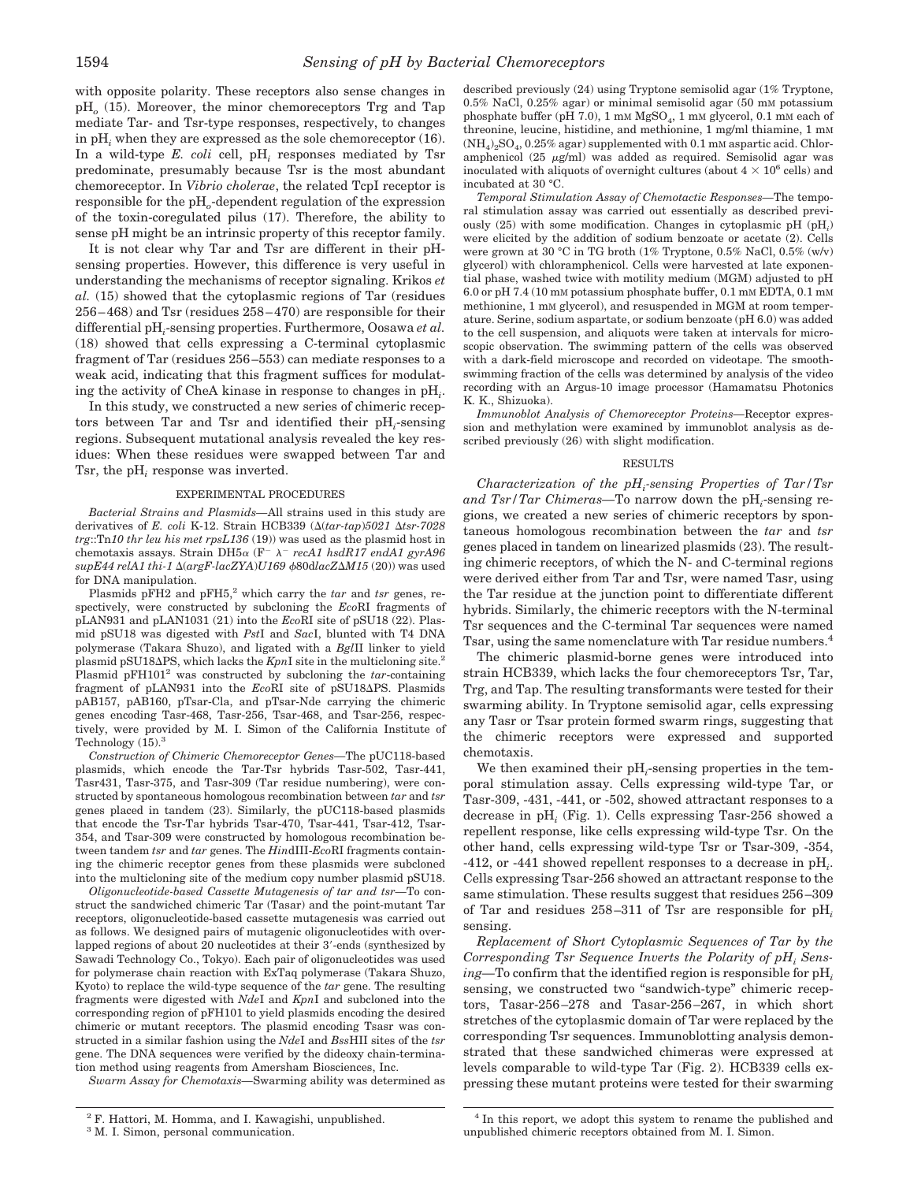with opposite polarity. These receptors also sense changes in $pH_o$ (15). Moreover, the minor chemoreceptors Trg and Tap mediate Tar- and Tsr-type responses, respectively, to changes in $pH_i$ when they are expressed as the sole chemoreceptor (16). In a wild-type *E. coli* cell, $pH_i$ responses mediated by Tsr predominate, presumably because Tsr is the most abundant chemoreceptor. In *Vibrio cholerae*, the related TcpI receptor is responsible for the $pH_o$-dependent regulation of the expression of the toxin-coregulated pilus (17). Therefore, the ability to sense pH might be an intrinsic property of this receptor family.

It is not clear why Tar and Tsr are different in their pH-sensing properties. However, this difference is very useful in understanding the mechanisms of receptor signaling. Krikos *et al.* (15) showed that the cytoplasmic regions of Tar (residues 256–468) and Tsr (residues 258–470) are responsible for their differential $pH_i$-sensing properties. Furthermore, Oosawa *et al.* (18) showed that cells expressing a C-terminal cytoplasmic fragment of Tar (residues 256–553) can mediate responses to a weak acid, indicating that this fragment suffices for modulating the activity of CheA kinase in response to changes in $pH_i$.

In this study, we constructed a new series of chimeric receptors between Tar and Tsr and identified their $pH_i$-sensing regions. Subsequent mutational analysis revealed the key residues: When these residues were swapped between Tar and Tsr, the $pH_i$ response was inverted.

## EXPERIMENTAL PROCEDURES

*Bacterial Strains and Plasmids*—All strains used in this study are derivatives of *E. coli* K-12. Strain HCB339 (Δ(*tar-tap*)*5021* Δ*tsr-7028 trg*::Tn*10 thr leu his met rpsL136* (19)) was used as the plasmid host in chemotaxis assays. Strain DH5α (F⁻ λ⁻ *recA1 hsdR17 endA1 gyrA96 supE44 relA1 thi-1* Δ(*argF-lacZYA*)*U169* φ80d*lacZ*Δ*M15* (20)) was used for DNA manipulation.

Plasmids pFH2 and pFH5,[2] which carry the *tar* and *tsr* genes, respectively, were constructed by subcloning the *Eco*RI fragments of pLAN931 and pLAN1031 (21) into the *Eco*RI site of pSU18 (22). Plasmid pSU18 was digested with *Pst*I and *Sac*I, blunted with T4 DNA polymerase (Takara Shuzo), and ligated with a *Bgl*II linker to yield plasmid pSU18ΔPS, which lacks the *Kpn*I site in the multicloning site.[2] Plasmid pFH101[2] was constructed by subcloning the *tar*-containing fragment of pLAN931 into the *Eco*RI site of pSU18ΔPS. Plasmids pAB157, pAB160, pTsar-Cla, and pTsar-Nde carrying the chimeric genes encoding Tasr-468, Tasr-256, Tsar-468, and Tsar-256, respectively, were provided by M. I. Simon of the California Institute of Technology (15).[3]

*Construction of Chimeric Chemoreceptor Genes*—The pUC118-based plasmids, which encode the Tar-Tsr hybrids Tasr-502, Tasr-441, Tasr431, Tasr-375, and Tasr-309 (Tar residue numbering), were constructed by spontaneous homologous recombination between *tar* and *tsr* genes placed in tandem (23). Similarly, the pUC118-based plasmids that encode the Tsr-Tar hybrids Tsar-470, Tsar-441, Tsar-412, Tsar-354, and Tsar-309 were constructed by homologous recombination between tandem *tsr* and *tar* genes. The *Hin*dIII-*Eco*RI fragments containing the chimeric receptor genes from these plasmids were subcloned into the multicloning site of the medium copy number plasmid pSU18.

*Oligonucleotide-based Cassette Mutagenesis of tar and tsr*—To construct the sandwiched chimeric Tar (Tasar) and the point-mutant Tar receptors, oligonucleotide-based cassette mutagenesis was carried out as follows. We designed pairs of mutagenic oligonucleotides with overlapped regions of about 20 nucleotides at their 3′-ends (synthesized by Sawadi Technology Co., Tokyo). Each pair of oligonucleotides was used for polymerase chain reaction with ExTaq polymerase (Takara Shuzo, Kyoto) to replace the wild-type sequence of the *tar* gene. The resulting fragments were digested with *Nde*I and *Kpn*I and subcloned into the corresponding region of pFH101 to yield plasmids encoding the desired chimeric or mutant receptors. The plasmid encoding Tsasr was constructed in a similar fashion using the *Nde*I and *Bss*HII sites of the *tsr* gene. The DNA sequences were verified by the dideoxy chain-termination method using reagents from Amersham Biosciences, Inc.

*Swarm Assay for Chemotaxis*—Swarming ability was determined as described previously (24) using Tryptone semisolid agar (1% Tryptone, 0.5% NaCl, 0.25% agar) or minimal semisolid agar (50 mM potassium phosphate buffer (pH 7.0), 1 mM $MgSO_4$, 1 mM glycerol, 0.1 mM each of threonine, leucine, histidine, and methionine, 1 mg/ml thiamine, 1 mM $(NH_4)_2SO_4$, 0.25% agar) supplemented with 0.1 mM aspartic acid. Chloramphenicol (25 μg/ml) was added as required. Semisolid agar was inoculated with aliquots of overnight cultures (about $4 \times 10^6$ cells) and incubated at 30 °C.

*Temporal Stimulation Assay of Chemotactic Responses*—The temporal stimulation assay was carried out essentially as described previously (25) with some modification. Changes in cytoplasmic pH ($pH_i$) were elicited by the addition of sodium benzoate or acetate (2). Cells were grown at 30 °C in TG broth (1% Tryptone, 0.5% NaCl, 0.5% (w/v) glycerol) with chloramphenicol. Cells were harvested at late exponential phase, washed twice with motility medium (MGM) adjusted to pH 6.0 or pH 7.4 (10 mM potassium phosphate buffer, 0.1 mM EDTA, 0.1 mM methionine, 1 mM glycerol), and resuspended in MGM at room temperature. Serine, sodium aspartate, or sodium benzoate (pH 6.0) was added to the cell suspension, and aliquots were taken at intervals for microscopic observation. The swimming pattern of the cells was observed with a dark-field microscope and recorded on videotape. The smooth-swimming fraction of the cells was determined by analysis of the video recording with an Argus-10 image processor (Hamamatsu Photonics K. K., Shizuoka).

*Immunoblot Analysis of Chemoreceptor Proteins*—Receptor expression and methylation were examined by immunoblot analysis as described previously (26) with slight modification.

## RESULTS

*Characterization of the $pH_i$-sensing Properties of Tar/Tsr and Tsr/Tar Chimeras*—To narrow down the $pH_i$-sensing regions, we created a new series of chimeric receptors by spontaneous homologous recombination between the *tar* and *tsr* genes placed in tandem on linearized plasmids (23). The resulting chimeric receptors, of which the N- and C-terminal regions were derived either from Tar and Tsr, were named Tasr, using the Tar residue at the junction point to differentiate different hybrids. Similarly, the chimeric receptors with the N-terminal Tsr sequences and the C-terminal Tar sequences were named Tsar, using the same nomenclature with Tar residue numbers.[4]

The chimeric plasmid-borne genes were introduced into strain HCB339, which lacks the four chemoreceptors Tsr, Tar, Trg, and Tap. The resulting transformants were tested for their swarming ability. In Tryptone semisolid agar, cells expressing any Tasr or Tsar protein formed swarm rings, suggesting that the chimeric receptors were expressed and supported chemotaxis.

We then examined their $pH_i$-sensing properties in the temporal stimulation assay. Cells expressing wild-type Tar, or Tasr-309, -431, -441, or -502, showed attractant responses to a decrease in $pH_i$ (Fig. 1). Cells expressing Tasr-256 showed a repellent response, like cells expressing wild-type Tsr. On the other hand, cells expressing wild-type Tsr or Tsar-309, -354, -412, or -441 showed repellent responses to a decrease in $pH_i$. Cells expressing Tsar-256 showed an attractant response to the same stimulation. These results suggest that residues 256–309 of Tar and residues 258–311 of Tsr are responsible for $pH_i$ sensing.

*Replacement of Short Cytoplasmic Sequences of Tar by the Corresponding Tsr Sequence Inverts the Polarity of $pH_i$ Sensing*—To confirm that the identified region is responsible for $pH_i$ sensing, we constructed two "sandwich-type" chimeric receptors, Tasar-256–278 and Tasar-256–267, in which short stretches of the cytoplasmic domain of Tar were replaced by the corresponding Tsr sequences. Immunoblotting analysis demonstrated that these sandwiched chimeras were expressed at levels comparable to wild-type Tar (Fig. 2). HCB339 cells expressing these mutant proteins were tested for their swarming

[2] F. Hattori, M. Homma, and I. Kawagishi, unpublished.

[3] M. I. Simon, personal communication.

[4] In this report, we adopt this system to rename the published and unpublished chimeric receptors obtained from M. I. Simon.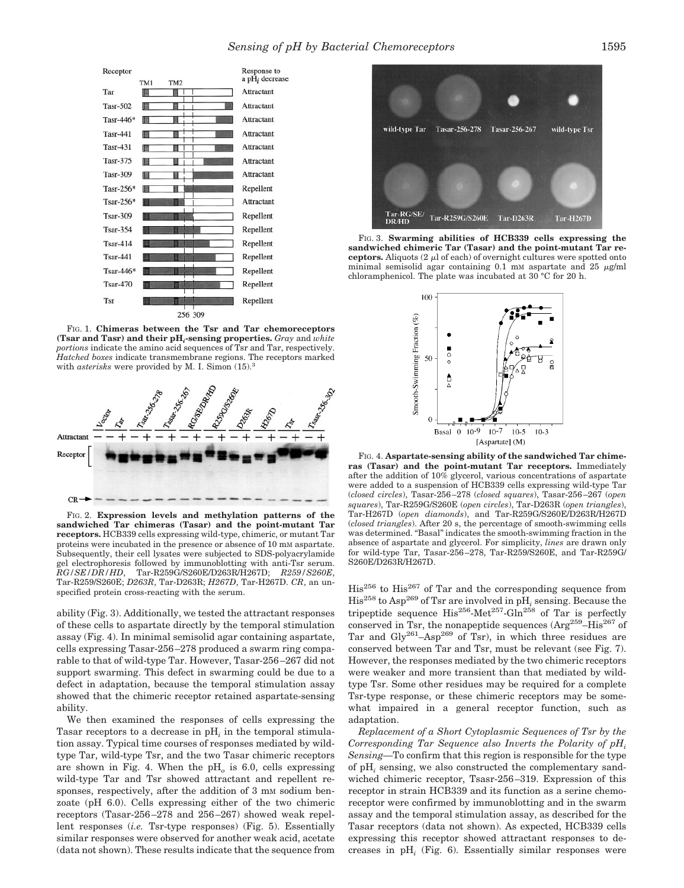FIG. 1. **Chimeras between the Tsr and Tar chemoreceptors (Tsar and Tasr) and their pH$_i$-sensing properties.** *Gray* and *white portions* indicate the amino acid sequences of Tsr and Tar, respectively. *Hatched boxes* indicate transmembrane regions. The receptors marked with *asterisks* were provided by M. I. Simon (15).[3]

FIG. 2. **Expression levels and methylation patterns of the sandwiched Tar chimeras (Tasar) and the point-mutant Tar receptors.** HCB339 cells expressing wild-type, chimeric, or mutant Tar proteins were incubated in the presence or absence of 10 mM aspartate. Subsequently, their cell lysates were subjected to SDS-polyacrylamide gel electrophoresis followed by immunoblotting with anti-Tsr serum. *RG/SE/DR/HD*, Tar-R259G/S260E/D263R/H267D; *R259/S260E*, Tar-R259/S260E; *D263R*, Tar-D263R; *H267D*, Tar-H267D. *CR*, an unspecified protein cross-reacting with the serum.

ability (Fig. 3). Additionally, we tested the attractant responses of these cells to aspartate directly by the temporal stimulation assay (Fig. 4). In minimal semisolid agar containing aspartate, cells expressing Tasar-256–278 produced a swarm ring comparable to that of wild-type Tar. However, Tasar-256–267 did not support swarming. This defect in swarming could be due to a defect in adaptation, because the temporal stimulation assay showed that the chimeric receptor retained aspartate-sensing ability.

We then examined the responses of cells expressing the Tasar receptors to a decrease in pH$_i$ in the temporal stimulation assay. Typical time courses of responses mediated by wild-type Tar, wild-type Tsr, and the two Tasar chimeric receptors are shown in Fig. 4. When the pH$_o$ is 6.0, cells expressing wild-type Tar and Tsr showed attractant and repellent responses, respectively, after the addition of 3 mM sodium benzoate (pH 6.0). Cells expressing either of the two chimeric receptors (Tasar-256–278 and 256–267) showed weak repellent responses (*i.e.* Tsr-type responses) (Fig. 5). Essentially similar responses were observed for another weak acid, acetate (data not shown). These results indicate that the sequence from

FIG. 3. **Swarming abilities of HCB339 cells expressing the sandwiched chimeric Tar (Tasar) and the point-mutant Tar receptors.** Aliquots (2 μl of each) of overnight cultures were spotted onto minimal semisolid agar containing 0.1 mM aspartate and 25 μg/ml chloramphenicol. The plate was incubated at 30 °C for 20 h.

FIG. 4. **Aspartate-sensing ability of the sandwiched Tar chimeras (Tasar) and the point-mutant Tar receptors.** Immediately after the addition of 10% glycerol, various concentrations of aspartate were added to a suspension of HCB339 cells expressing wild-type Tar (*closed circles*), Tasar-256–278 (*closed squares*), Tasar-256–267 (*open squares*), Tar-R259G/S260E (*open circles*), Tar-D263R (*open triangles*), Tar-H267D (*open diamonds*), and Tar-R259G/S260E/D263R/H267D (*closed triangles*). After 20 s, the percentage of smooth-swimming cells was determined. "Basal" indicates the smooth-swimming fraction in the absence of aspartate and glycerol. For simplicity, *lines* are drawn only for wild-type Tar, Tasar-256–278, Tar-R259/S260E, and Tar-R259G/S260E/D263R/H267D.

His[256] to His[267] of Tar and the corresponding sequence from His[258] to Asp[269] of Tsr are involved in pH$_i$ sensing. Because the tripeptide sequence His[256]-Met[257]-Gln[258] of Tar is perfectly conserved in Tsr, the nonapeptide sequences (Arg[259]–His[267] of Tar and Gly[261]–Asp[269] of Tsr), in which three residues are conserved between Tar and Tsr, must be relevant (see Fig. 7). However, the responses mediated by the two chimeric receptors were weaker and more transient than that mediated by wild-type Tsr. Some other residues may be required for a complete Tsr-type response, or these chimeric receptors may be somewhat impaired in a general receptor function, such as adaptation.

*Replacement of a Short Cytoplasmic Sequences of Tsr by the Corresponding Tar Sequence also Inverts the Polarity of pH$_i$ Sensing*—To confirm that this region is responsible for the type of pH$_i$ sensing, we also constructed the complementary sandwiched chimeric receptor, Tsasr-256–319. Expression of this receptor in strain HCB339 and its function as a serine chemoreceptor were confirmed by immunoblotting and in the swarm assay and the temporal stimulation assay, as described for the Tasar receptors (data not shown). As expected, HCB339 cells expressing this receptor showed attractant responses to decreases in pH$_i$ (Fig. 6). Essentially similar responses were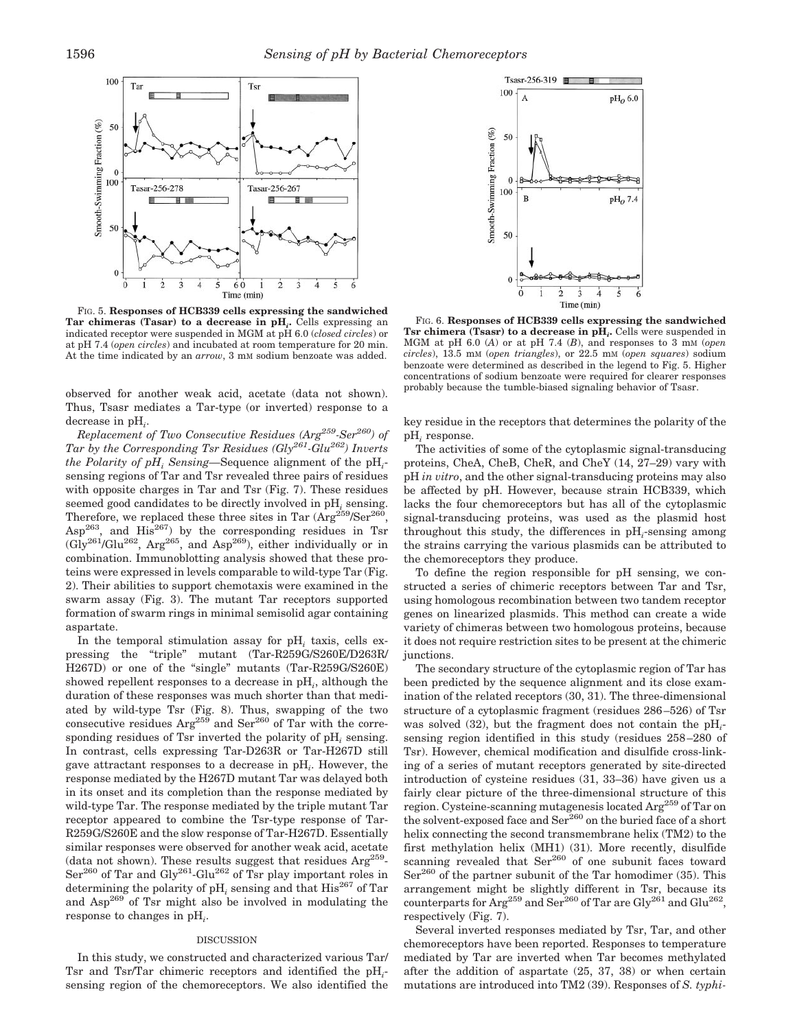FIG. 5. **Responses of HCB339 cells expressing the sandwiched Tar chimeras (Tasar) to a decrease in $pH_i$.** Cells expressing an indicated receptor were suspended in MGM at pH 6.0 (*closed circles*) or at pH 7.4 (*open circles*) and incubated at room temperature for 20 min. At the time indicated by an *arrow*, 3 mM sodium benzoate was added.

FIG. 6. **Responses of HCB339 cells expressing the sandwiched Tsr chimera (Tsasr) to a decrease in $pH_i$.** Cells were suspended in MGM at pH 6.0 (*A*) or at pH 7.4 (*B*), and responses to 3 mM (*open circles*), 13.5 mM (*open triangles*), or 22.5 mM (*open squares*) sodium benzoate were determined as described in the legend to Fig. 5. Higher concentrations of sodium benzoate were required for clearer responses probably because the tumble-biased signaling behavior of Tsasr.

observed for another weak acid, acetate (data not shown). Thus, Tsasr mediates a Tar-type (or inverted) response to a decrease in $pH_i$.

*Replacement of Two Consecutive Residues ($Arg^{259}$-$Ser^{260}$) of Tar by the Corresponding Tsr Residues ($Gly^{261}$-$Glu^{262}$) Inverts the Polarity of $pH_i$ Sensing*—Sequence alignment of the $pH_i$-sensing regions of Tar and Tsr revealed three pairs of residues with opposite charges in Tar and Tsr (Fig. 7). These residues seemed good candidates to be directly involved in $pH_i$ sensing. Therefore, we replaced these three sites in Tar ($Arg^{259}$/$Ser^{260}$, $Asp^{263}$, and $His^{267}$) by the corresponding residues in Tsr ($Gly^{261}$/$Glu^{262}$, $Arg^{265}$, and $Asp^{269}$), either individually or in combination. Immunoblotting analysis showed that these proteins were expressed in levels comparable to wild-type Tar (Fig. 2). Their abilities to support chemotaxis were examined in the swarm assay (Fig. 3). The mutant Tar receptors supported formation of swarm rings in minimal semisolid agar containing aspartate.

In the temporal stimulation assay for $pH_i$ taxis, cells expressing the "triple" mutant (Tar-R259G/S260E/D263R/H267D) or one of the "single" mutants (Tar-R259G/S260E) showed repellent responses to a decrease in $pH_i$, although the duration of these responses was much shorter than that mediated by wild-type Tsr (Fig. 8). Thus, swapping of the two consecutive residues $Arg^{259}$ and $Ser^{260}$ of Tar with the corresponding residues of Tsr inverted the polarity of $pH_i$ sensing. In contrast, cells expressing Tar-D263R or Tar-H267D still gave attractant responses to a decrease in $pH_i$. However, the response mediated by the H267D mutant Tar was delayed both in its onset and its completion than the response mediated by wild-type Tar. The response mediated by the triple mutant Tar receptor appeared to combine the Tsr-type response of Tar-R259G/S260E and the slow response of Tar-H267D. Essentially similar responses were observed for another weak acid, acetate (data not shown). These results suggest that residues $Arg^{259}$-$Ser^{260}$ of Tar and $Gly^{261}$-$Glu^{262}$ of Tsr play important roles in determining the polarity of $pH_i$ sensing and that $His^{267}$ of Tar and $Asp^{269}$ of Tsr might also be involved in modulating the response to changes in $pH_i$.

## DISCUSSION

In this study, we constructed and characterized various Tar/Tsr and Tsr/Tar chimeric receptors and identified the $pH_i$-sensing region of the chemoreceptors. We also identified the key residue in the receptors that determines the polarity of the $pH_i$ response.

The activities of some of the cytoplasmic signal-transducing proteins, CheA, CheB, CheR, and CheY (14, 27–29) vary with pH *in vitro*, and the other signal-transducing proteins may also be affected by pH. However, because strain HCB339, which lacks the four chemoreceptors but has all of the cytoplasmic signal-transducing proteins, was used as the plasmid host throughout this study, the differences in $pH_i$-sensing among the strains carrying the various plasmids can be attributed to the chemoreceptors they produce.

To define the region responsible for pH sensing, we constructed a series of chimeric receptors between Tar and Tsr, using homologous recombination between two tandem receptor genes on linearized plasmids. This method can create a wide variety of chimeras between two homologous proteins, because it does not require restriction sites to be present at the chimeric junctions.

The secondary structure of the cytoplasmic region of Tar has been predicted by the sequence alignment and its close examination of the related receptors (30, 31). The three-dimensional structure of a cytoplasmic fragment (residues 286–526) of Tsr was solved (32), but the fragment does not contain the $pH_i$-sensing region identified in this study (residues 258–280 of Tsr). However, chemical modification and disulfide cross-linking of a series of mutant receptors generated by site-directed introduction of cysteine residues (31, 33–36) have given us a fairly clear picture of the three-dimensional structure of this region. Cysteine-scanning mutagenesis located $Arg^{259}$ of Tar on the solvent-exposed face and $Ser^{260}$ on the buried face of a short helix connecting the second transmembrane helix (TM2) to the first methylation helix (MH1) (31). More recently, disulfide scanning revealed that $Ser^{260}$ of one subunit faces toward $Ser^{260}$ of the partner subunit of the Tar homodimer (35). This arrangement might be slightly different in Tsr, because its counterparts for $Arg^{259}$ and $Ser^{260}$ of Tar are $Gly^{261}$ and $Glu^{262}$, respectively (Fig. 7).

Several inverted responses mediated by Tsr, Tar, and other chemoreceptors have been reported. Responses to temperature mediated by Tar are inverted when Tar becomes methylated after the addition of aspartate (25, 37, 38) or when certain mutations are introduced into TM2 (39). Responses of *S. typhi-*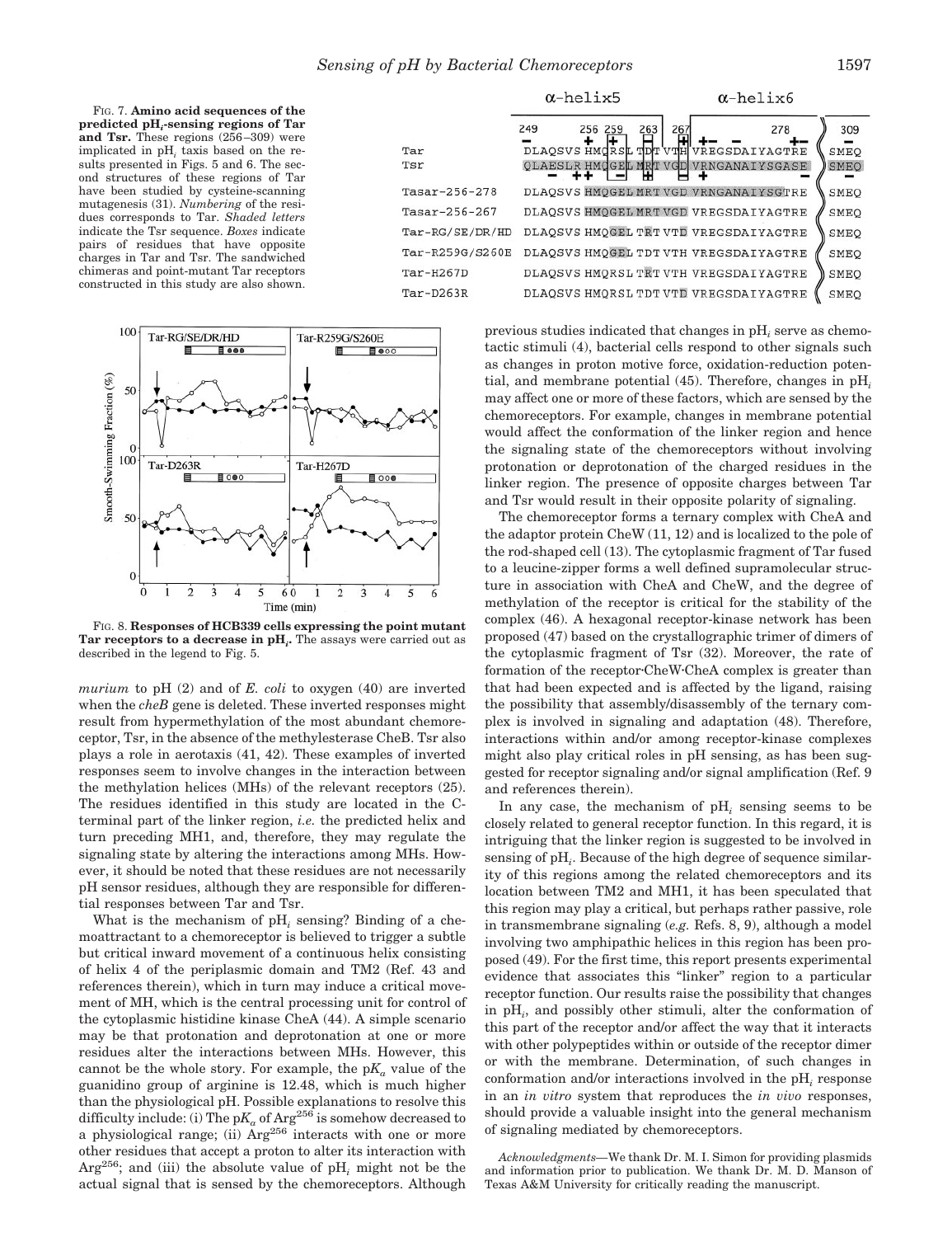FIG. 7. **Amino acid sequences of the predicted pH$_i$-sensing regions of Tar and Tsr.** These regions (256–309) were implicated in pH$_i$ taxis based on the results presented in Figs. 5 and 6. The second structures of these regions of Tar have been studied by cysteine-scanning mutagenesis (31). *Numbering* of the residues corresponds to Tar. *Shaded letters* indicate the Tsr sequence. *Boxes* indicate pairs of residues that have opposite charges in Tar and Tsr. The sandwiched chimeras and point-mutant Tar receptors constructed in this study are also shown.

```
                   α-helix5                α-helix6
                 249     256 259    263 267        278        309
Tar              DLAQSVS HMQRSL TDT VTH VREGSDAIYAGTRE    SMEQ
Tsr              QLAESLR HMQGEL MRT VGD VRNGANAIYSGASE    SMEQ
Tasar-256-278    DLAQSVS HMQGEL MRT VGD VRNGANAIYSGTRE    SMEQ
Tasar-256-267    DLAQSVS HMQGEL MRT VGD VREGSDAIYAGTRE    SMEQ
Tar-RG/SE/DR/HD  DLAQSVS HMQGEL TRT VTD VREGSDAIYAGTRE    SMEQ
Tar-R259G/S260E  DLAQSVS HMQGEL TDT VTH VREGSDAIYAGTRE    SMEQ
Tar-H267D        DLAQSVS HMQRSL TRT VTH VREGSDAIYAGTRE    SMEQ
Tar-D263R        DLAQSVS HMQRSL TDT VTD VREGSDAIYAGTRE    SMEQ
```

FIG. 8. **Responses of HCB339 cells expressing the point mutant Tar receptors to a decrease in pH$_i$.** The assays were carried out as described in the legend to Fig. 5.

*murium* to pH (2) and of *E. coli* to oxygen (40) are inverted when the *cheB* gene is deleted. These inverted responses might result from hypermethylation of the most abundant chemoreceptor, Tsr, in the absence of the methylesterase CheB. Tsr also plays a role in aerotaxis (41, 42). These examples of inverted responses seem to involve changes in the interaction between the methylation helices (MHs) of the relevant receptors (25). The residues identified in this study are located in the C-terminal part of the linker region, *i.e.* the predicted helix and turn preceding MH1, and, therefore, they may regulate the signaling state by altering the interactions among MHs. However, it should be noted that these residues are not necessarily pH sensor residues, although they are responsible for differential responses between Tar and Tsr.

What is the mechanism of pH$_i$ sensing? Binding of a chemoattractant to a chemoreceptor is believed to trigger a subtle but critical inward movement of a continuous helix consisting of helix 4 of the periplasmic domain and TM2 (Ref. 43 and references therein), which in turn may induce a critical movement of MH, which is the central processing unit for control of the cytoplasmic histidine kinase CheA (44). A simple scenario may be that protonation and deprotonation at one or more residues alter the interactions between MHs. However, this cannot be the whole story. For example, the p$K_a$ value of the guanidino group of arginine is 12.48, which is much higher than the physiological pH. Possible explanations to resolve this difficulty include: (i) The p$K_a$ of Arg$^{256}$ is somehow decreased to a physiological range; (ii) Arg$^{256}$ interacts with one or more other residues that accept a proton to alter its interaction with Arg$^{256}$; and (iii) the absolute value of pH$_i$ might not be the actual signal that is sensed by the chemoreceptors. Although previous studies indicated that changes in pH$_i$ serve as chemotactic stimuli (4), bacterial cells respond to other signals such as changes in proton motive force, oxidation-reduction potential, and membrane potential (45). Therefore, changes in pH$_i$ may affect one or more of these factors, which are sensed by the chemoreceptors. For example, changes in membrane potential would affect the conformation of the linker region and hence the signaling state of the chemoreceptors without involving protonation or deprotonation of the charged residues in the linker region. The presence of opposite charges between Tar and Tsr would result in their opposite polarity of signaling.

The chemoreceptor forms a ternary complex with CheA and the adaptor protein CheW (11, 12) and is localized to the pole of the rod-shaped cell (13). The cytoplasmic fragment of Tar fused to a leucine-zipper forms a well defined supramolecular structure in association with CheA and CheW, and the degree of methylation of the receptor is critical for the stability of the complex (46). A hexagonal receptor-kinase network has been proposed (47) based on the crystallographic trimer of dimers of the cytoplasmic fragment of Tsr (32). Moreover, the rate of formation of the receptor·CheW·CheA complex is greater than that had been expected and is affected by the ligand, raising the possibility that assembly/disassembly of the ternary complex is involved in signaling and adaptation (48). Therefore, interactions within and/or among receptor-kinase complexes might also play critical roles in pH sensing, as has been suggested for receptor signaling and/or signal amplification (Ref. 9 and references therein).

In any case, the mechanism of pH$_i$ sensing seems to be closely related to general receptor function. In this regard, it is intriguing that the linker region is suggested to be involved in sensing of pH$_i$. Because of the high degree of sequence similarity of this regions among the related chemoreceptors and its location between TM2 and MH1, it has been speculated that this region may play a critical, but perhaps rather passive, role in transmembrane signaling (*e.g.* Refs. 8, 9), although a model involving two amphipathic helices in this region has been proposed (49). For the first time, this report presents experimental evidence that associates this "linker" region to a particular receptor function. Our results raise the possibility that changes in pH$_i$, and possibly other stimuli, alter the conformation of this part of the receptor and/or affect the way that it interacts with other polypeptides within or outside of the receptor dimer or with the membrane. Determination, of such changes in conformation and/or interactions involved in the pH$_i$ response in an *in vitro* system that reproduces the *in vivo* responses, should provide a valuable insight into the general mechanism of signaling mediated by chemoreceptors.

*Acknowledgments*—We thank Dr. M. I. Simon for providing plasmids and information prior to publication. We thank Dr. M. D. Manson of Texas A&M University for critically reading the manuscript.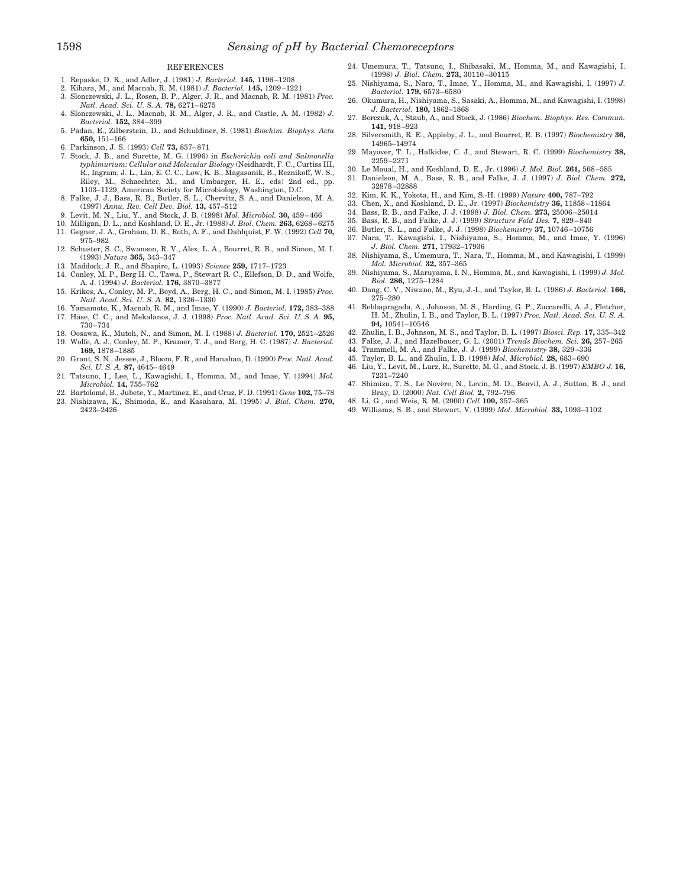## REFERENCES

1. Repaske, D. R., and Adler, J. (1981) *J. Bacteriol.* **145,** 1196–1208
2. Kihara, M., and Macnab, R. M. (1981) *J. Bacteriol.* **145,** 1209–1221
3. Slonczewski, J. L., Rosen, B. P., Alger, J. R., and Macnab, R. M. (1981) *Proc. Natl. Acad. Sci. U. S. A.* **78,** 6271–6275
4. Slonczewski, J. L., Macnab, R. M., Alger, J. R., and Castle, A. M. (1982) *J. Bacteriol.* **152,** 384–399
5. Padan, E., Zilberstein, D., and Schuldiner, S. (1981) *Biochim. Biophys. Acta* **650,** 151–166
6. Parkinson, J. S. (1993) *Cell* **73,** 857–871
7. Stock, J. B., and Surette, M. G. (1996) in *Escherichia coli and Salmonella typhimurium: Cellular and Molecular Biology* (Neidhardt, F. C., Curtiss III, R., Ingram, J. L., Lin, E. C. C., Low, K. B., Magasanik, B., Reznikoff, W. S., Riley, M., Schaechter, M., and Umbarger, H. E., eds) 2nd ed., pp. 1103–1129, American Society for Microbiology, Washington, D.C.
8. Falke, J. J., Bass, R. B., Butler, S. L., Chervitz, S. A., and Danielson, M. A. (1997) *Annu. Rev. Cell Dev. Biol.* **13,** 457–512
9. Levit, M. N., Liu, Y., and Stock, J. B. (1998) *Mol. Microbiol.* **30,** 459–466
10. Milligan, D. L., and Koshland, D. E., Jr. (1988) *J. Biol. Chem.* **263,** 6268–6275
11. Gegner, J. A., Graham, D. R., Roth, A. F., and Dahlquist, F. W. (1992) *Cell* **70,** 975–982
12. Schuster, S. C., Swanson, R. V., Alex, L. A., Bourret, R. B., and Simon, M. I. (1993) *Nature* **365,** 343–347
13. Maddock, J. R., and Shapiro, L. (1993) *Science* **259,** 1717–1723
14. Conley, M. P., Berg H. C., Tawa, P., Stewart R. C., Ellefson, D. D., and Wolfe, A. J. (1994) *J. Bacteriol.* **176,** 3870–3877
15. Krikos, A., Conley, M. P., Boyd, A., Berg, H. C., and Simon, M. I. (1985) *Proc. Natl. Acad. Sci. U. S. A.* **82,** 1326–1330
16. Yamamoto, K., Macnab, R. M., and Imae, Y. (1990) *J. Bacteriol.* **172,** 383–388
17. Häse, C. C., and Mekalanos, J. J. (1998) *Proc. Natl. Acad. Sci. U. S. A.* **95,** 730–734
18. Oosawa, K., Mutoh, N., and Simon, M. I. (1988) *J. Bacteriol.* **170,** 2521–2526
19. Wolfe, A. J., Conley, M. P., Kramer, T. J., and Berg, H. C. (1987) *J. Bacteriol.* **169,** 1878–1885
20. Grant, S. N., Jessee, J., Bloom, F. R., and Hanahan, D. (1990) *Proc. Natl. Acad. Sci. U. S. A.* **87,** 4645–4649
21. Tatsuno, I., Lee, L., Kawagishi, I., Homma, M., and Imae, Y. (1994) *Mol. Microbiol.* **14,** 755–762
22. Bartolomé, B., Jubete, Y., Martinez, E., and Cruz, F. D. (1991) *Gene* **102,** 75–78
23. Nishizawa, K., Shimoda, E., and Kasahara, M. (1995) *J. Biol. Chem.* **270,** 2423–2426
24. Umemura, T., Tatsuno, I., Shibasaki, M., Homma, M., and Kawagishi, I. (1998) *J. Biol. Chem.* **273,** 30110–30115
25. Nishiyama, S., Nara, T., Imae, Y., Homma, M., and Kawagishi, I. (1997) *J. Bacteriol.* **179,** 6573–6580
26. Okumura, H., Nishiyama, S., Sasaki, A., Homma, M., and Kawagishi, I. (1998) *J. Bacteriol.* **180,** 1862–1868
27. Borczuk, A., Staub, A., and Stock, J. (1986) *Biochem. Biophys. Res. Commun.* **141,** 918–923
28. Silversmith, R. E., Appleby, J. L., and Bourret, R. B. (1997) *Biochemistry* **36,** 14965–14974
29. Mayover, T. L., Halkides, C. J., and Stewart, R. C. (1999) *Biochemistry* **38,** 2259–2271
30. Le Moual, H., and Koshland, D. E., Jr. (1996) *J. Mol. Biol.* **261,** 568–585
31. Danielson, M. A., Bass, R. B., and Falke, J. J. (1997) *J. Biol. Chem.* **272,** 32878–32888
32. Kim, K. K., Yokota, H., and Kim, S.-H. (1999) *Nature* **400,** 787–792
33. Chen, X., and Koshland, D. E., Jr. (1997) *Biochemistry* **36,** 11858–11864
34. Bass, R. B., and Falke, J. J. (1998) *J. Biol. Chem.* **273,** 25006–25014
35. Bass, R. B., and Falke, J. J. (1999) *Structure Fold Des.* **7,** 829–840
36. Butler, S. L., and Falke, J. J. (1998) *Biochemistry* **37,** 10746–10756
37. Nara, T., Kawagishi, I., Nishiyama, S., Homma, M., and Imae, Y. (1996) *J. Biol. Chem.* **271,** 17932–17936
38. Nishiyama, S., Umemura, T., Nara, T., Homma, M., and Kawagishi, I. (1999) *Mol. Microbiol.* **32,** 357–365
39. Nishiyama, S., Maruyama, I. N., Homma, M., and Kawagishi, I. (1999) *J. Mol. Biol.* **286,** 1275–1284
40. Dang, C. V., Niwano, M., Ryu, J.-I., and Taylor, B. L. (1986) *J. Bacteriol.* **166,** 275–280
41. Rebbapragada, A., Johnson, M. S., Harding, G. P., Zuccarelli, A. J., Fletcher, H. M., Zhulin, I. B., and Taylor, B. L. (1997) *Proc. Natl. Acad. Sci. U. S. A.* **94,** 10541–10546
42. Zhulin, I. B., Johnson, M. S., and Taylor, B. L. (1997) *Biosci. Rep.* **17,** 335–342
43. Falke, J. J., and Hazelbauer, G. L. (2001) *Trends Biochem. Sci.* **26,** 257–265
44. Trammell, M. A., and Falke, J. J. (1999) *Biochemistry* **38,** 329–336
45. Taylor, B. L., and Zhulin, I. B. (1998) *Mol. Microbiol.* **28,** 683–690
46. Liu, Y., Levit, M., Lurz, R., Surette, M. G., and Stock, J. B. (1997) *EMBO J.* **16,** 7231–7240
47. Shimizu, T. S., Le Novère, N., Levin, M. D., Beavil, A. J., Sutton, B. J., and Bray, D. (2000) *Nat. Cell Biol.* **2,** 792–796
48. Li, G., and Weis, R. M. (2000) *Cell* **100,** 357–365
49. Williams, S. B., and Stewart, V. (1999) *Mol. Microbiol.* **33,** 1093–1102